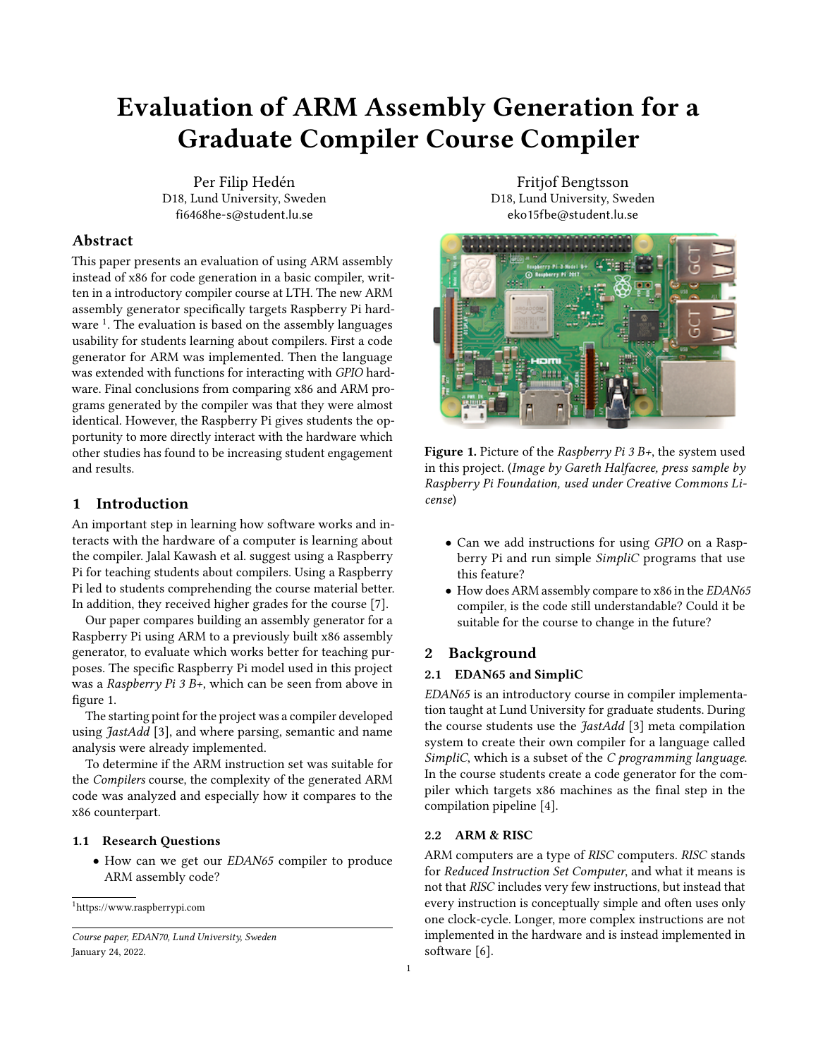# Evaluation of ARM Assembly Generation for a Graduate Compiler Course Compiler

Per Filip Hedén
D18, Lund University, Sweden
fi6468he-s@student.lu.se

Fritjof Bengtsson
D18, Lund University, Sweden
eko15fbe@student.lu.se

## Abstract

This paper presents an evaluation of using ARM assembly instead of x86 for code generation in a basic compiler, written in a introductory compiler course at LTH. The new ARM assembly generator specifically targets Raspberry Pi hardware [1]. The evaluation is based on the assembly languages usability for students learning about compilers. First a code generator for ARM was implemented. Then the language was extended with functions for interacting with *GPIO* hardware. Final conclusions from comparing x86 and ARM programs generated by the compiler was that they were almost identical. However, the Raspberry Pi gives students the opportunity to more directly interact with the hardware which other studies has found to be increasing student engagement and results.

## 1 Introduction

An important step in learning how software works and interacts with the hardware of a computer is learning about the compiler. Jalal Kawash et al. suggest using a Raspberry Pi for teaching students about compilers. Using a Raspberry Pi led to students comprehending the course material better. In addition, they received higher grades for the course [7].

Our paper compares building an assembly generator for a Raspberry Pi using ARM to a previously built x86 assembly generator, to evaluate which works better for teaching purposes. The specific Raspberry Pi model used in this project was a *Raspberry Pi 3 B+*, which can be seen from above in figure 1.

The starting point for the project was a compiler developed using *JastAdd* [3], and where parsing, semantic and name analysis were already implemented.

To determine if the ARM instruction set was suitable for the *Compilers* course, the complexity of the generated ARM code was analyzed and especially how it compares to the x86 counterpart.

### 1.1 Research Questions

- How can we get our *EDAN65* compiler to produce ARM assembly code?
- Can we add instructions for using *GPIO* on a Raspberry Pi and run simple *SimpliC* programs that use this feature?
- How does ARM assembly compare to x86 in the *EDAN65* compiler, is the code still understandable? Could it be suitable for the course to change in the future?

[1] https://www.raspberrypi.com

*Course paper, EDAN70, Lund University, Sweden*
January 24, 2022.

**Figure 1.** Picture of the *Raspberry Pi 3 B+*, the system used in this project. (*Image by Gareth Halfacree, press sample by Raspberry Pi Foundation, used under Creative Commons License*)

## 2 Background

### 2.1 EDAN65 and SimpliC

*EDAN65* is an introductory course in compiler implementation taught at Lund University for graduate students. During the course students use the *JastAdd* [3] meta compilation system to create their own compiler for a language called *SimpliC*, which is a subset of the *C programming language*. In the course students create a code generator for the compiler which targets x86 machines as the final step in the compilation pipeline [4].

### 2.2 ARM & RISC

ARM computers are a type of *RISC* computers. *RISC* stands for *Reduced Instruction Set Computer*, and what it means is not that *RISC* includes very few instructions, but instead that every instruction is conceptually simple and often uses only one clock-cycle. Longer, more complex instructions are not implemented in the hardware and is instead implemented in software [6].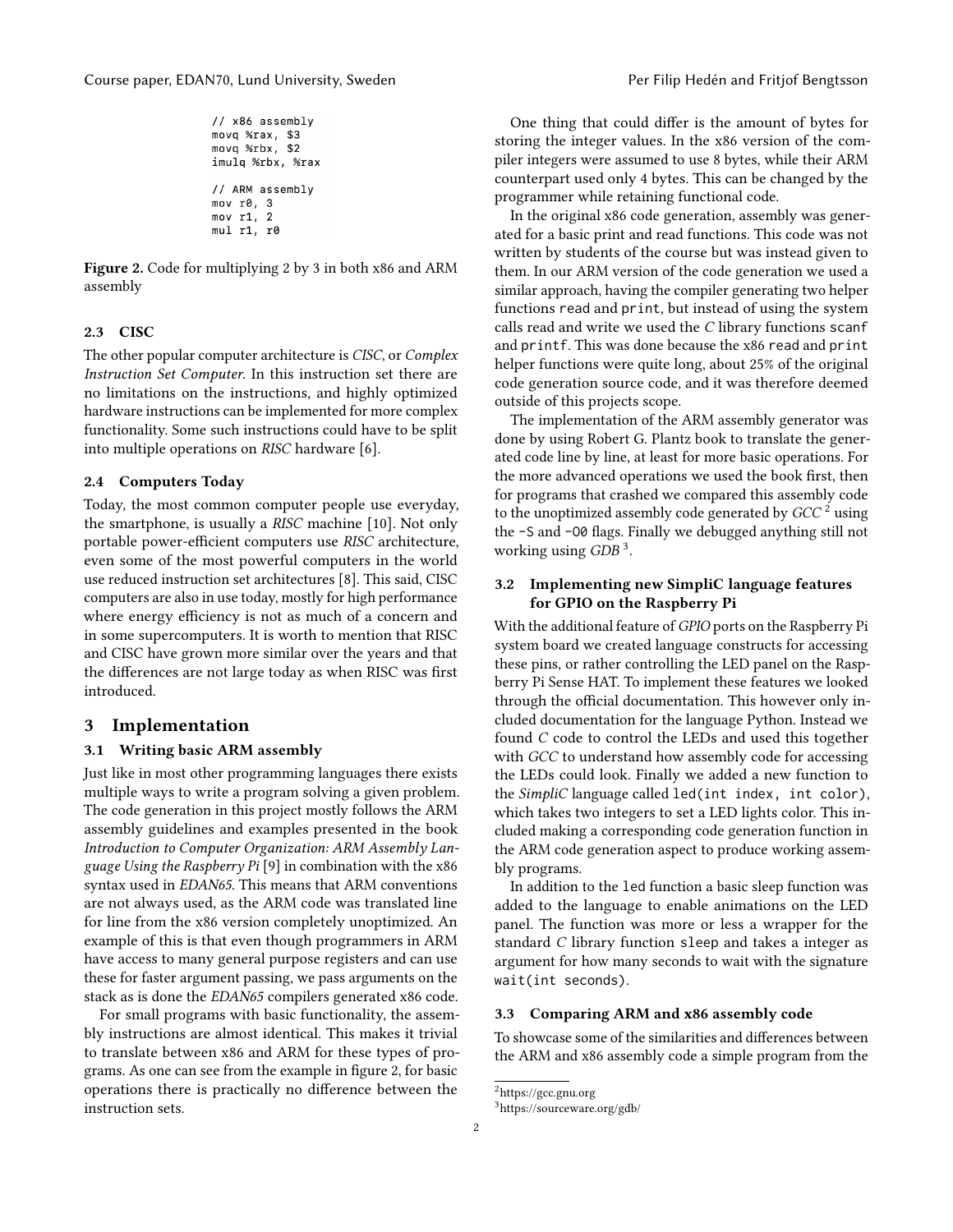```
// x86 assembly
movq %rax, $3
movq %rbx, $2
imulq %rbx, %rax

// ARM assembly
mov r0, 3
mov r1, 2
mul r1, r0
```

**Figure 2.** Code for multiplying 2 by 3 in both x86 and ARM assembly

### 2.3 CISC

The other popular computer architecture is *CISC*, or *Complex Instruction Set Computer*. In this instruction set there are no limitations on the instructions, and highly optimized hardware instructions can be implemented for more complex functionality. Some such instructions could have to be split into multiple operations on *RISC* hardware [6].

### 2.4 Computers Today

Today, the most common computer people use everyday, the smartphone, is usually a *RISC* machine [10]. Not only portable power-efficient computers use *RISC* architecture, even some of the most powerful computers in the world use reduced instruction set architectures [8]. This said, CISC computers are also in use today, mostly for high performance where energy efficiency is not as much of a concern and in some supercomputers. It is worth to mention that RISC and CISC have grown more similar over the years and that the differences are not large today as when RISC was first introduced.

## 3 Implementation

### 3.1 Writing basic ARM assembly

Just like in most other programming languages there exists multiple ways to write a program solving a given problem. The code generation in this project mostly follows the ARM assembly guidelines and examples presented in the book *Introduction to Computer Organization: ARM Assembly Language Using the Raspberry Pi* [9] in combination with the x86 syntax used in *EDAN65*. This means that ARM conventions are not always used, as the ARM code was translated line for line from the x86 version completely unoptimized. An example of this is that even though programmers in ARM have access to many general purpose registers and can use these for faster argument passing, we pass arguments on the stack as is done the *EDAN65* compilers generated x86 code.

For small programs with basic functionality, the assembly instructions are almost identical. This makes it trivial to translate between x86 and ARM for these types of programs. As one can see from the example in figure 2, for basic operations there is practically no difference between the instruction sets.

One thing that could differ is the amount of bytes for storing the integer values. In the x86 version of the compiler integers were assumed to use 8 bytes, while their ARM counterpart used only 4 bytes. This can be changed by the programmer while retaining functional code.

In the original x86 code generation, assembly was generated for a basic print and read functions. This code was not written by students of the course but was instead given to them. In our ARM version of the code generation we used a similar approach, having the compiler generating two helper functions `read` and `print`, but instead of using the system calls read and write we used the *C* library functions `scanf` and `printf`. This was done because the x86 `read` and `print` helper functions were quite long, about 25% of the original code generation source code, and it was therefore deemed outside of this projects scope.

The implementation of the ARM assembly generator was done by using Robert G. Plantz book to translate the generated code line by line, at least for more basic operations. For the more advanced operations we used the book first, then for programs that crashed we compared this assembly code to the unoptimized assembly code generated by *GCC* [2] using the `-S` and `-O0` flags. Finally we debugged anything still not working using *GDB* [3].

### 3.2 Implementing new SimpliC language features for GPIO on the Raspberry Pi

With the additional feature of *GPIO* ports on the Raspberry Pi system board we created language constructs for accessing these pins, or rather controlling the LED panel on the Raspberry Pi Sense HAT. To implement these features we looked through the official documentation. This however only included documentation for the language Python. Instead we found *C* code to control the LEDs and used this together with *GCC* to understand how assembly code for accessing the LEDs could look. Finally we added a new function to the *SimpliC* language called `led(int index, int color)`, which takes two integers to set a LED lights color. This included making a corresponding code generation function in the ARM code generation aspect to produce working assembly programs.

In addition to the `led` function a basic sleep function was added to the language to enable animations on the LED panel. The function was more or less a wrapper for the standard *C* library function `sleep` and takes a integer as argument for how many seconds to wait with the signature `wait(int seconds)`.

### 3.3 Comparing ARM and x86 assembly code

To showcase some of the similarities and differences between the ARM and x86 assembly code a simple program from the

[2] https://gcc.gnu.org

[3] https://sourceware.org/gdb/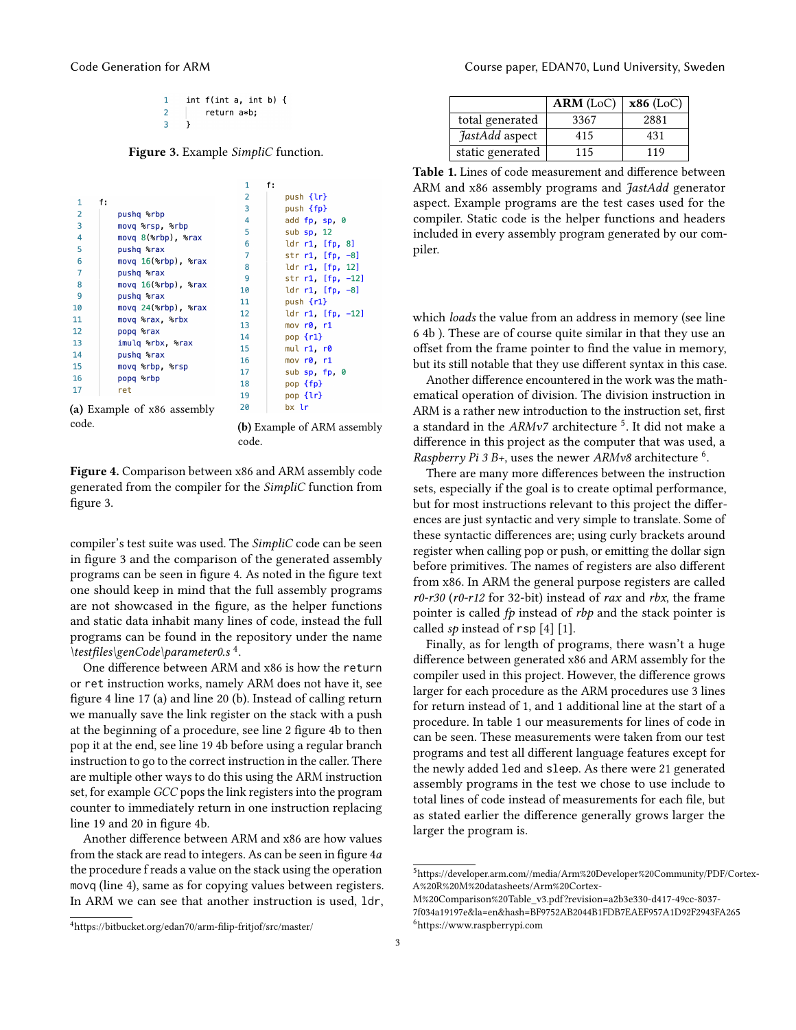```
int f(int a, int b) {
    return a*b;
}
```

**Figure 3.** Example *SimpliC* function.

```
f:
    pushq %rbp
    movq %rsp, %rbp
    movq 8(%rbp), %rax
    pushq %rax
    movq 16(%rbp), %rax
    pushq %rax
    movq 16(%rbp), %rax
    pushq %rax
    movq 24(%rbp), %rax
    movq %rax, %rbx
    popq %rax
    imulq %rbx, %rax
    pushq %rax
    movq %rbp, %rsp
    popq %rbp
    ret
```

**(a)** Example of x86 assembly code.

```
f:
    push {lr}
    push {fp}
    add fp, sp, 0
    sub sp, 12
    ldr r1, [fp, 8]
    str r1, [fp, -8]
    ldr r1, [fp, 12]
    str r1, [fp, -12]
    ldr r1, [fp, -8]
    push {r1}
    ldr r1, [fp, -12]
    mov r0, r1
    pop {r1}
    mul r1, r0
    mov r0, r1
    sub sp, fp, 0
    pop {fp}
    pop {lr}
    bx lr
```

**(b)** Example of ARM assembly code.

**Figure 4.** Comparison between x86 and ARM assembly code generated from the compiler for the *SimpliC* function from figure 3.

compiler's test suite was used. The *SimpliC* code can be seen in figure 3 and the comparison of the generated assembly programs can be seen in figure 4. As noted in the figure text one should keep in mind that the full assembly programs are not showcased in the figure, as the helper functions and static data inhabit many lines of code, instead the full programs can be found in the repository under the name *\testfiles\genCode\parameter0.s* [4].

One difference between ARM and x86 is how the `return` or `ret` instruction works, namely ARM does not have it, see figure 4 line 17 (a) and line 20 (b). Instead of calling return we manually save the link register on the stack with a push at the beginning of a procedure, see line 2 figure 4b to then pop it at the end, see line 19 4b before using a regular branch instruction to go to the correct instruction in the caller. There are multiple other ways to do this using the ARM instruction set, for example *GCC* pops the link registers into the program counter to immediately return in one instruction replacing line 19 and 20 in figure 4b.

Another difference between ARM and x86 are how values from the stack are read to integers. As can be seen in figure 4*a* the procedure f reads a value on the stack using the operation `movq` (line 4), same as for copying values between registers. In ARM we can see that another instruction is used, `ldr`, which *loads* the value from an address in memory (see line 6 4b ). These are of course quite similar in that they use an offset from the frame pointer to find the value in memory, but its still notable that they use different syntax in this case.

Another difference encountered in the work was the mathematical operation of division. The division instruction in ARM is a rather new introduction to the instruction set, first a standard in the *ARMv7* architecture [5]. It did not make a difference in this project as the computer that was used, a *Raspberry Pi 3 B+*, uses the newer *ARMv8* architecture [6].

There are many more differences between the instruction sets, especially if the goal is to create optimal performance, but for most instructions relevant to this project the differences are just syntactic and very simple to translate. Some of these syntactic differences are; using curly brackets around register when calling pop or push, or emitting the dollar sign before primitives. The names of registers are also different from x86. In ARM the general purpose registers are called *r0-r30* (*r0-r12* for 32-bit) instead of *rax* and *rbx*, the frame pointer is called *fp* instead of *rbp* and the stack pointer is called *sp* instead of `rsp` [4] [1].

Finally, as for length of programs, there wasn't a huge difference between generated x86 and ARM assembly for the compiler used in this project. However, the difference grows larger for each procedure as the ARM procedures use 3 lines for return instead of 1, and 1 additional line at the start of a procedure. In table 1 our measurements for lines of code in can be seen. These measurements were taken from our test programs and test all different language features except for the newly added `led` and `sleep`. As there were 21 generated assembly programs in the test we chose to use include to total lines of code instead of measurements for each file, but as stated earlier the difference generally grows larger the larger the program is.

| | **ARM** (LoC) | **x86** (LoC) |
|---|---|---|
| total generated | 3367 | 2881 |
| *JastAdd* aspect | 415 | 431 |
| static generated | 115 | 119 |

**Table 1.** Lines of code measurement and difference between ARM and x86 assembly programs and *JastAdd* generator aspect. Example programs are the test cases used for the compiler. Static code is the helper functions and headers included in every assembly program generated by our compiler.

[4] https://bitbucket.org/edan70/arm-filip-fritjof/src/master/

[5] https://developer.arm.com//media/Arm%20Developer%20Community/PDF/Cortex-A%20R%20M%20datasheets/Arm%20Cortex-M%20Comparison%20Table_v3.pdf?revision=a2b3e330-d417-49cc-8037-7f034a19197e&la=en&hash=BF9752AB2044B1FDB7EAEF957A1D92F2943FA265

[6] https://www.raspberrypi.com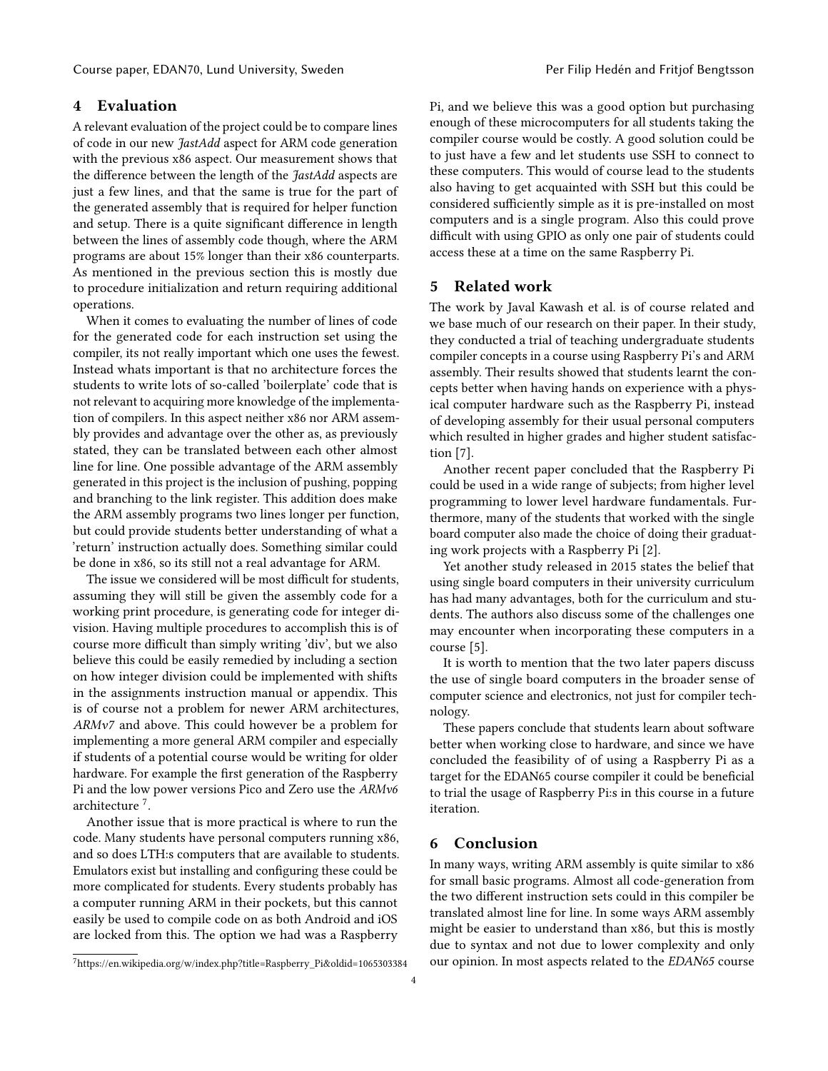## 4 Evaluation

A relevant evaluation of the project could be to compare lines of code in our new *JastAdd* aspect for ARM code generation with the previous x86 aspect. Our measurement shows that the difference between the length of the *JastAdd* aspects are just a few lines, and that the same is true for the part of the generated assembly that is required for helper function and setup. There is a quite significant difference in length between the lines of assembly code though, where the ARM programs are about 15% longer than their x86 counterparts. As mentioned in the previous section this is mostly due to procedure initialization and return requiring additional operations.

When it comes to evaluating the number of lines of code for the generated code for each instruction set using the compiler, its not really important which one uses the fewest. Instead whats important is that no architecture forces the students to write lots of so-called 'boilerplate' code that is not relevant to acquiring more knowledge of the implementation of compilers. In this aspect neither x86 nor ARM assembly provides and advantage over the other as, as previously stated, they can be translated between each other almost line for line. One possible advantage of the ARM assembly generated in this project is the inclusion of pushing, popping and branching to the link register. This addition does make the ARM assembly programs two lines longer per function, but could provide students better understanding of what a 'return' instruction actually does. Something similar could be done in x86, so its still not a real advantage for ARM.

The issue we considered will be most difficult for students, assuming they will still be given the assembly code for a working print procedure, is generating code for integer division. Having multiple procedures to accomplish this is of course more difficult than simply writing 'div', but we also believe this could be easily remedied by including a section on how integer division could be implemented with shifts in the assignments instruction manual or appendix. This is of course not a problem for newer ARM architectures, *ARMv7* and above. This could however be a problem for implementing a more general ARM compiler and especially if students of a potential course would be writing for older hardware. For example the first generation of the Raspberry Pi and the low power versions Pico and Zero use the *ARMv6* architecture [7].

Another issue that is more practical is where to run the code. Many students have personal computers running x86, and so does LTH:s computers that are available to students. Emulators exist but installing and configuring these could be more complicated for students. Every students probably has a computer running ARM in their pockets, but this cannot easily be used to compile code on as both Android and iOS are locked from this. The option we had was a Raspberry Pi, and we believe this was a good option but purchasing enough of these microcomputers for all students taking the compiler course would be costly. A good solution could be to just have a few and let students use SSH to connect to these computers. This would of course lead to the students also having to get acquainted with SSH but this could be considered sufficiently simple as it is pre-installed on most computers and is a single program. Also this could prove difficult with using GPIO as only one pair of students could access these at a time on the same Raspberry Pi.

[7] https://en.wikipedia.org/w/index.php?title=Raspberry_Pi&oldid=1065303384

## 5 Related work

The work by Javal Kawash et al. is of course related and we base much of our research on their paper. In their study, they conducted a trial of teaching undergraduate students compiler concepts in a course using Raspberry Pi's and ARM assembly. Their results showed that students learnt the concepts better when having hands on experience with a physical computer hardware such as the Raspberry Pi, instead of developing assembly for their usual personal computers which resulted in higher grades and higher student satisfaction [7].

Another recent paper concluded that the Raspberry Pi could be used in a wide range of subjects; from higher level programming to lower level hardware fundamentals. Furthermore, many of the students that worked with the single board computer also made the choice of doing their graduating work projects with a Raspberry Pi [2].

Yet another study released in 2015 states the belief that using single board computers in their university curriculum has had many advantages, both for the curriculum and students. The authors also discuss some of the challenges one may encounter when incorporating these computers in a course [5].

It is worth to mention that the two later papers discuss the use of single board computers in the broader sense of computer science and electronics, not just for compiler technology.

These papers conclude that students learn about software better when working close to hardware, and since we have concluded the feasibility of of using a Raspberry Pi as a target for the EDAN65 course compiler it could be beneficial to trial the usage of Raspberry Pi:s in this course in a future iteration.

## 6 Conclusion

In many ways, writing ARM assembly is quite similar to x86 for small basic programs. Almost all code-generation from the two different instruction sets could in this compiler be translated almost line for line. In some ways ARM assembly might be easier to understand than x86, but this is mostly due to syntax and not due to lower complexity and only our opinion. In most aspects related to the *EDAN65* course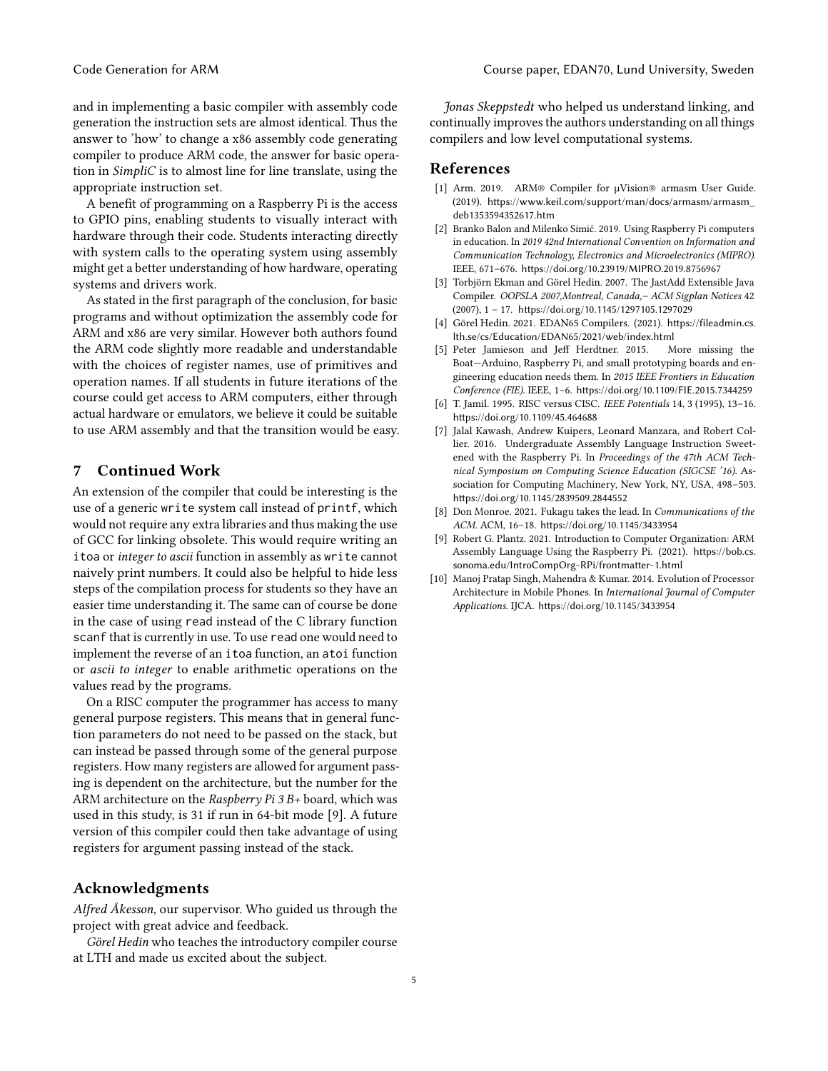and in implementing a basic compiler with assembly code generation the instruction sets are almost identical. Thus the answer to 'how' to change a x86 assembly code generating compiler to produce ARM code, the answer for basic operation in *SimpliC* is to almost line for line translate, using the appropriate instruction set.

A benefit of programming on a Raspberry Pi is the access to GPIO pins, enabling students to visually interact with hardware through their code. Students interacting directly with system calls to the operating system using assembly might get a better understanding of how hardware, operating systems and drivers work.

As stated in the first paragraph of the conclusion, for basic programs and without optimization the assembly code for ARM and x86 are very similar. However both authors found the ARM code slightly more readable and understandable with the choices of register names, use of primitives and operation names. If all students in future iterations of the course could get access to ARM computers, either through actual hardware or emulators, we believe it could be suitable to use ARM assembly and that the transition would be easy.

## 7 Continued Work

An extension of the compiler that could be interesting is the use of a generic `write` system call instead of `printf`, which would not require any extra libraries and thus making the use of GCC for linking obsolete. This would require writing an `itoa` or *integer to ascii* function in assembly as `write` cannot naively print numbers. It could also be helpful to hide less steps of the compilation process for students so they have an easier time understanding it. The same can of course be done in the case of using `read` instead of the C library function `scanf` that is currently in use. To use `read` one would need to implement the reverse of an `itoa` function, an `atoi` function or *ascii to integer* to enable arithmetic operations on the values read by the programs.

On a RISC computer the programmer has access to many general purpose registers. This means that in general function parameters do not need to be passed on the stack, but can instead be passed through some of the general purpose registers. How many registers are allowed for argument passing is dependent on the architecture, but the number for the ARM architecture on the *Raspberry Pi 3 B+* board, which was used in this study, is 31 if run in 64-bit mode [9]. A future version of this compiler could then take advantage of using registers for argument passing instead of the stack.

## Acknowledgments

*Alfred Åkesson*, our supervisor. Who guided us through the project with great advice and feedback.

*Görel Hedin* who teaches the introductory compiler course at LTH and made us excited about the subject.

*Jonas Skeppstedt* who helped us understand linking, and continually improves the authors understanding on all things compilers and low level computational systems.

## References

[1] Arm. 2019. ARM® Compiler for µVision® armasm User Guide. (2019). https://www.keil.com/support/man/docs/armasm/armasm_deb1353594352617.htm

[2] Branko Balon and Milenko Simić. 2019. Using Raspberry Pi computers in education. In *2019 42nd International Convention on Information and Communication Technology, Electronics and Microelectronics (MIPRO)*. IEEE, 671–676. https://doi.org/10.23919/MIPRO.2019.8756967

[3] Torbjörn Ekman and Görel Hedin. 2007. The JastAdd Extensible Java Compiler. *OOPSLA 2007,Montreal, Canada,– ACM Sigplan Notices* 42 (2007), 1 – 17. https://doi.org/10.1145/1297105.1297029

[4] Görel Hedin. 2021. EDAN65 Compilers. (2021). https://fileadmin.cs.lth.se/cs/Education/EDAN65/2021/web/index.html

[5] Peter Jamieson and Jeff Herdtner. 2015. More missing the Boat—Arduino, Raspberry Pi, and small prototyping boards and engineering education needs them. In *2015 IEEE Frontiers in Education Conference (FIE)*. IEEE, 1–6. https://doi.org/10.1109/FIE.2015.7344259

[6] T. Jamil. 1995. RISC versus CISC. *IEEE Potentials* 14, 3 (1995), 13–16. https://doi.org/10.1109/45.464688

[7] Jalal Kawash, Andrew Kuipers, Leonard Manzara, and Robert Collier. 2016. Undergraduate Assembly Language Instruction Sweetened with the Raspberry Pi. In *Proceedings of the 47th ACM Technical Symposium on Computing Science Education (SIGCSE '16)*. Association for Computing Machinery, New York, NY, USA, 498–503. https://doi.org/10.1145/2839509.2844552

[8] Don Monroe. 2021. Fukagu takes the lead. In *Communications of the ACM*. ACM, 16–18. https://doi.org/10.1145/3433954

[9] Robert G. Plantz. 2021. Introduction to Computer Organization: ARM Assembly Language Using the Raspberry Pi. (2021). https://bob.cs.sonoma.edu/IntroCompOrg-RPi/frontmatter-1.html

[10] Manoj Pratap Singh, Mahendra & Kumar. 2014. Evolution of Processor Architecture in Mobile Phones. In *International Journal of Computer Applications*. IJCA. https://doi.org/10.1145/3433954